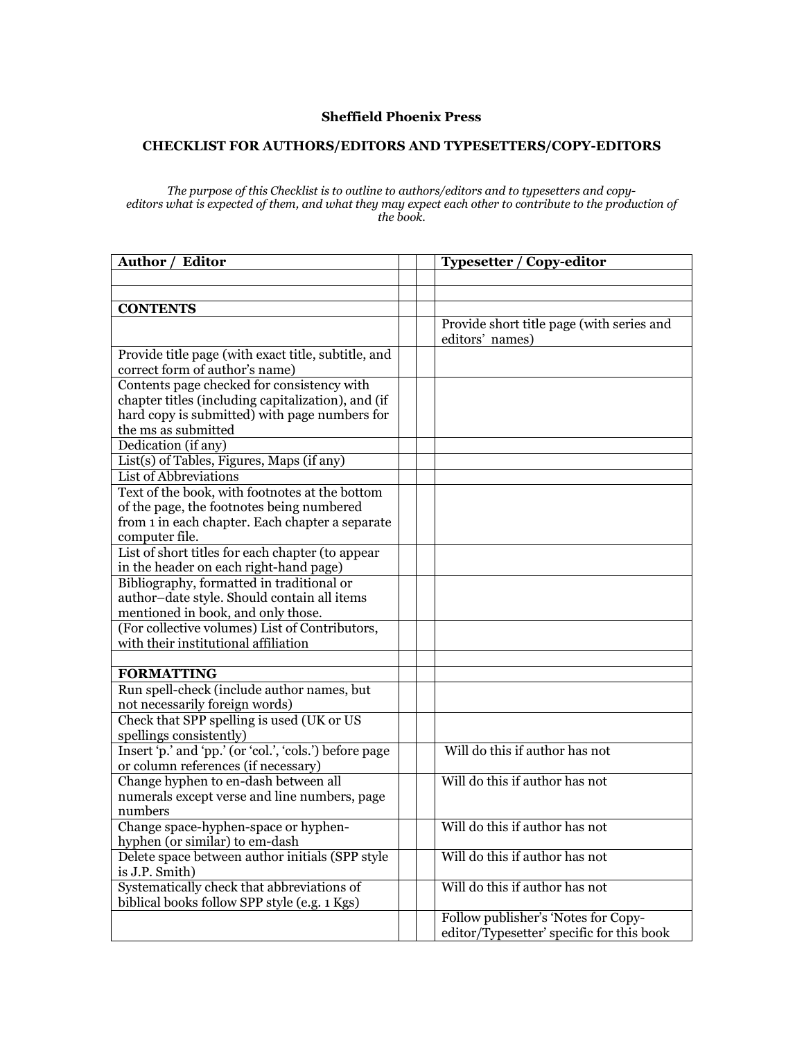**Sheffield Phoenix Press**

**CHECKLIST FOR AUTHORS/EDITORS AND TYPESETTERS/COPY-EDITORS**

*The purpose of this Checklist is to outline to authors/editors and to typesetters and copy-editors what is expected of them, and what they may expect each other to contribute to the production of the book.*

| **Author / Editor** | | | **Typesetter / Copy-editor** |
|---|---|---|---|
| | | | |
| | | | |
| **CONTENTS** | | | |
| | | | Provide short title page (with series and editors' names) |
| Provide title page (with exact title, subtitle, and correct form of author's name) | | | |
| Contents page checked for consistency with chapter titles (including capitalization), and (if hard copy is submitted) with page numbers for the ms as submitted | | | |
| Dedication (if any) | | | |
| List(s) of Tables, Figures, Maps (if any) | | | |
| List of Abbreviations | | | |
| Text of the book, with footnotes at the bottom of the page, the footnotes being numbered from 1 in each chapter. Each chapter a separate computer file. | | | |
| List of short titles for each chapter (to appear in the header on each right-hand page) | | | |
| Bibliography, formatted in traditional or author–date style. Should contain all items mentioned in book, and only those. | | | |
| (For collective volumes) List of Contributors, with their institutional affiliation | | | |
| | | | |
| **FORMATTING** | | | |
| Run spell-check (include author names, but not necessarily foreign words) | | | |
| Check that SPP spelling is used (UK or US spellings consistently) | | | |
| Insert 'p.' and 'pp.' (or 'col.', 'cols.') before page or column references (if necessary) | | | Will do this if author has not |
| Change hyphen to en-dash between all numerals except verse and line numbers, page numbers | | | Will do this if author has not |
| Change space-hyphen-space or hyphen-hyphen (or similar) to em-dash | | | Will do this if author has not |
| Delete space between author initials (SPP style is J.P. Smith) | | | Will do this if author has not |
| Systematically check that abbreviations of biblical books follow SPP style (e.g. 1 Kgs) | | | Will do this if author has not |
| | | | Follow publisher's 'Notes for Copy-editor/Typesetter' specific for this book |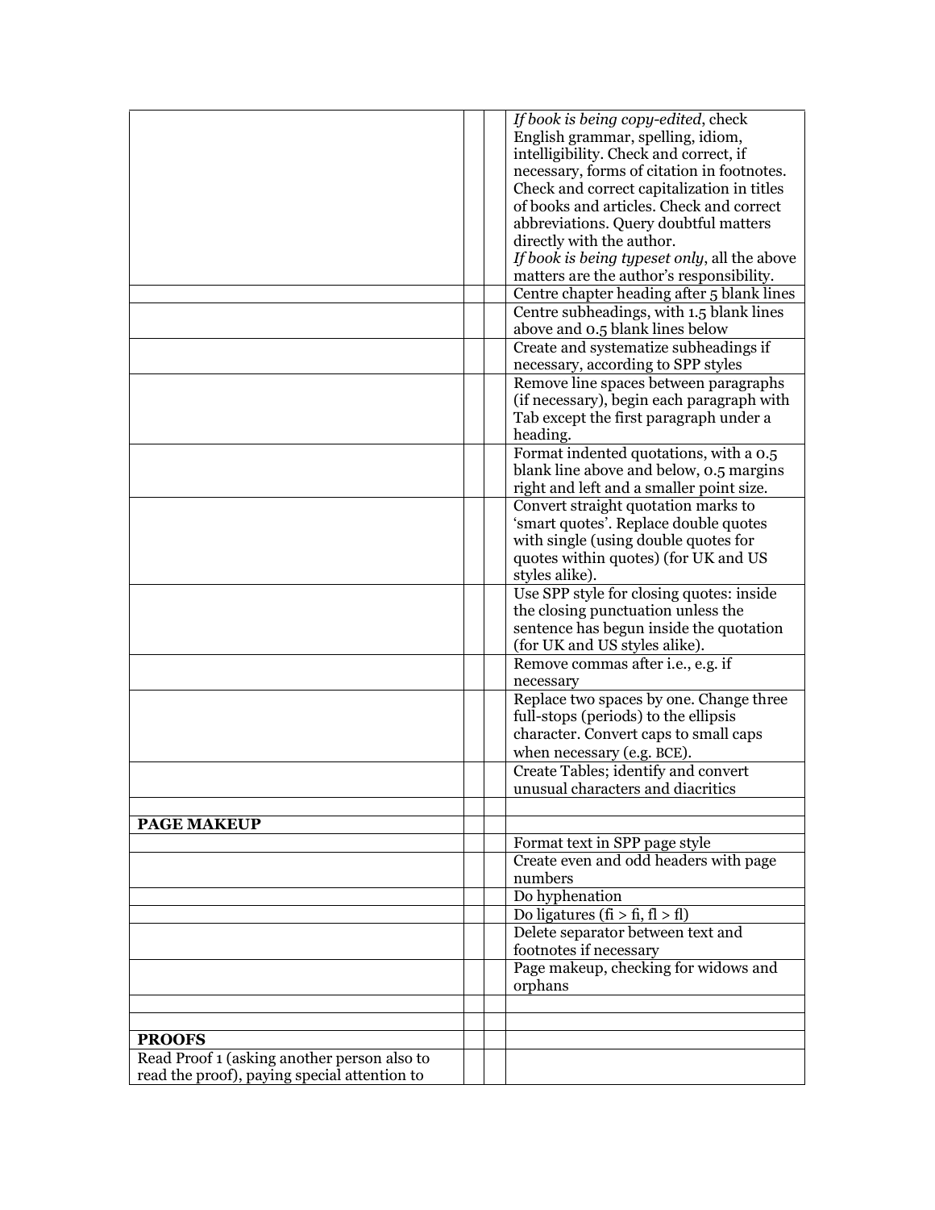| | | | |
|---|---|---|---|
| | | | *If book is being copy-edited*, check English grammar, spelling, idiom, intelligibility. Check and correct, if necessary, forms of citation in footnotes. Check and correct capitalization in titles of books and articles. Check and correct abbreviations. Query doubtful matters directly with the author. *If book is being typeset only*, all the above matters are the author's responsibility. |
| | | | Centre chapter heading after 5 blank lines |
| | | | Centre subheadings, with 1.5 blank lines above and 0.5 blank lines below |
| | | | Create and systematize subheadings if necessary, according to SPP styles |
| | | | Remove line spaces between paragraphs (if necessary), begin each paragraph with Tab except the first paragraph under a heading. |
| | | | Format indented quotations, with a 0.5 blank line above and below, 0.5 margins right and left and a smaller point size. |
| | | | Convert straight quotation marks to 'smart quotes'. Replace double quotes with single (using double quotes for quotes within quotes) (for UK and US styles alike). |
| | | | Use SPP style for closing quotes: inside the closing punctuation unless the sentence has begun inside the quotation (for UK and US styles alike). |
| | | | Remove commas after i.e., e.g. if necessary |
| | | | Replace two spaces by one. Change three full-stops (periods) to the ellipsis character. Convert caps to small caps when necessary (e.g. BCE). |
| | | | Create Tables; identify and convert unusual characters and diacritics |
| | | | |
| **PAGE MAKEUP** | | | |
| | | | Format text in SPP page style |
| | | | Create even and odd headers with page numbers |
| | | | Do hyphenation |
| | | | Do ligatures (fi > ﬁ, fl > ﬂ) |
| | | | Delete separator between text and footnotes if necessary |
| | | | Page makeup, checking for widows and orphans |
| | | | |
| | | | |
| **PROOFS** | | | |
| Read Proof 1 (asking another person also to read the proof), paying special attention to | | | |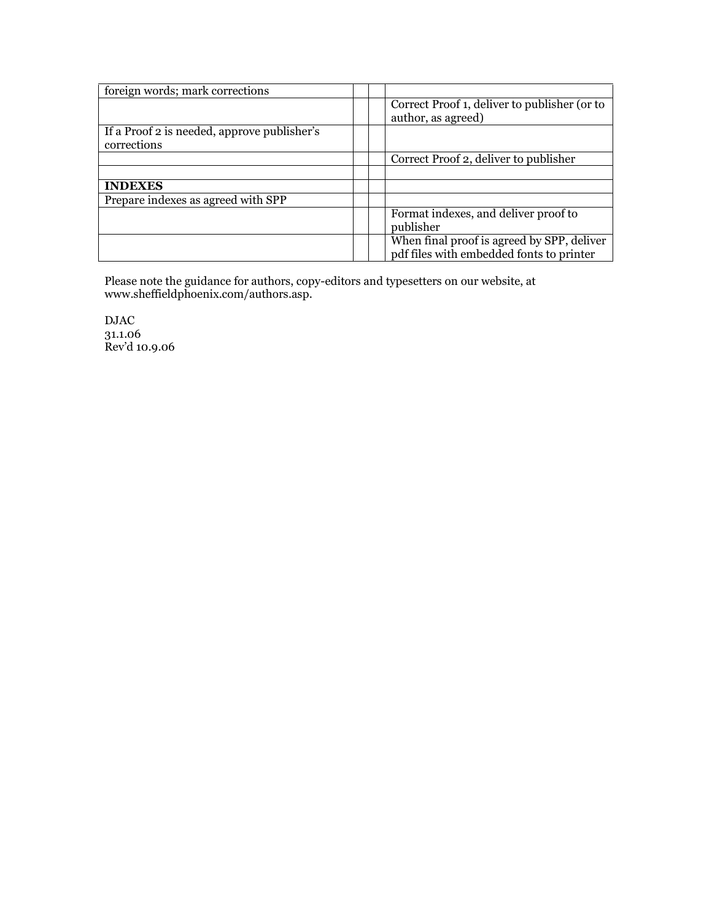| | | | |
|---|---|---|---|
| foreign words; mark corrections | | | |
| | | | Correct Proof 1, deliver to publisher (or to author, as agreed) |
| If a Proof 2 is needed, approve publisher's corrections | | | |
| | | | Correct Proof 2, deliver to publisher |
| | | | |
| **INDEXES** | | | |
| Prepare indexes as agreed with SPP | | | |
| | | | Format indexes, and deliver proof to publisher |
| | | | When final proof is agreed by SPP, deliver pdf files with embedded fonts to printer |

Please note the guidance for authors, copy-editors and typesetters on our website, at www.sheffieldphoenix.com/authors.asp.

DJAC
31.1.06
Rev'd 10.9.06